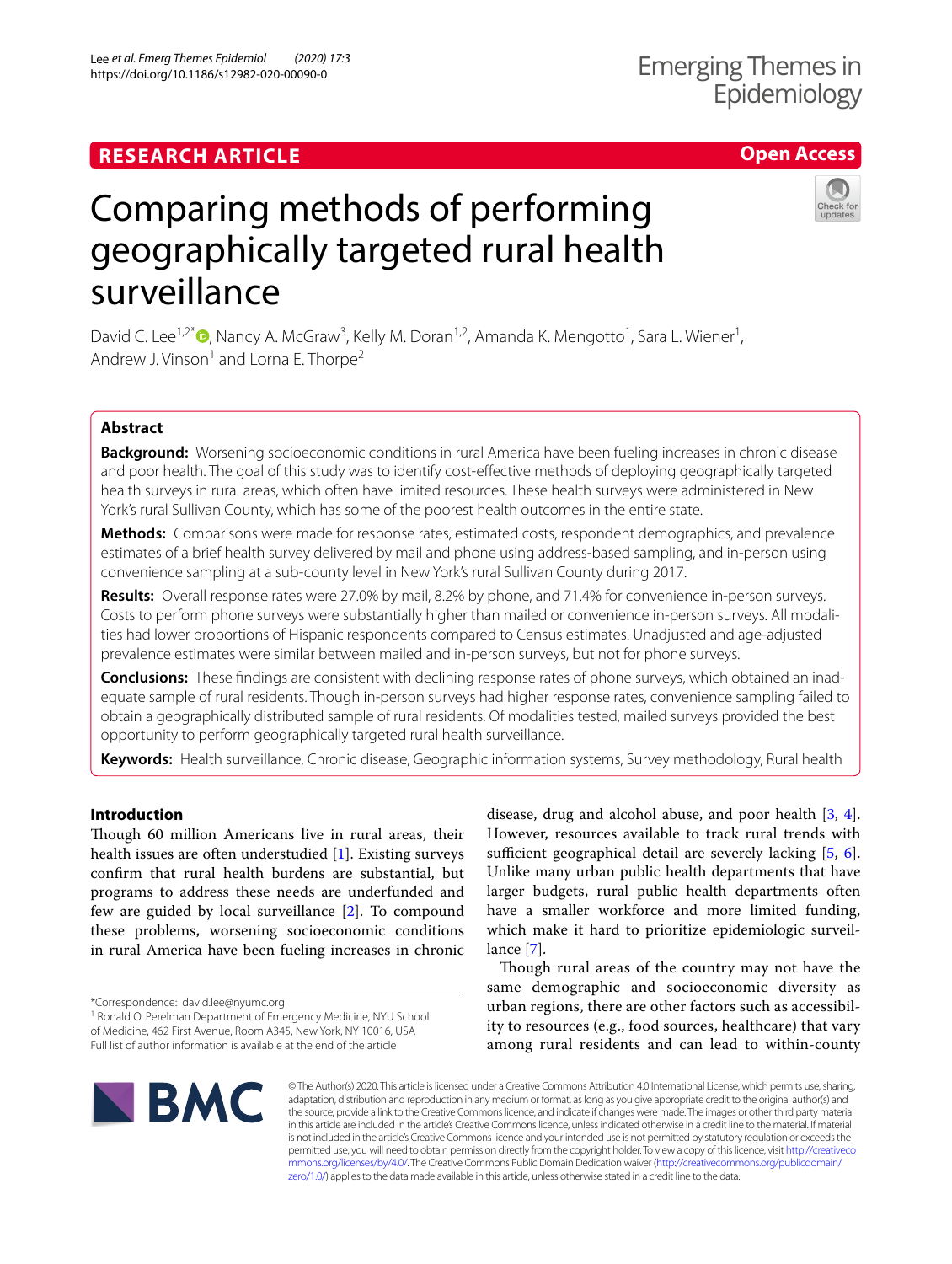RESEARCH ARTICLE

Open Access

# Comparing methods of performing geographically targeted rural health surveillance

David C. Lee[1,2*], Nancy A. McGraw[3], Kelly M. Doran[1,2], Amanda K. Mengotto[1], Sara L. Wiener[1], Andrew J. Vinson[1] and Lorna E. Thorpe[2]

## Abstract

**Background:** Worsening socioeconomic conditions in rural America have been fueling increases in chronic disease and poor health. The goal of this study was to identify cost-effective methods of deploying geographically targeted health surveys in rural areas, which often have limited resources. These health surveys were administered in New York's rural Sullivan County, which has some of the poorest health outcomes in the entire state.

**Methods:** Comparisons were made for response rates, estimated costs, respondent demographics, and prevalence estimates of a brief health survey delivered by mail and phone using address-based sampling, and in-person using convenience sampling at a sub-county level in New York's rural Sullivan County during 2017.

**Results:** Overall response rates were 27.0% by mail, 8.2% by phone, and 71.4% for convenience in-person surveys. Costs to perform phone surveys were substantially higher than mailed or convenience in-person surveys. All modalities had lower proportions of Hispanic respondents compared to Census estimates. Unadjusted and age-adjusted prevalence estimates were similar between mailed and in-person surveys, but not for phone surveys.

**Conclusions:** These findings are consistent with declining response rates of phone surveys, which obtained an inadequate sample of rural residents. Though in-person surveys had higher response rates, convenience sampling failed to obtain a geographically distributed sample of rural residents. Of modalities tested, mailed surveys provided the best opportunity to perform geographically targeted rural health surveillance.

**Keywords:** Health surveillance, Chronic disease, Geographic information systems, Survey methodology, Rural health

## Introduction

Though 60 million Americans live in rural areas, their health issues are often understudied [1]. Existing surveys confirm that rural health burdens are substantial, but programs to address these needs are underfunded and few are guided by local surveillance [2]. To compound these problems, worsening socioeconomic conditions in rural America have been fueling increases in chronic disease, drug and alcohol abuse, and poor health [3, 4]. However, resources available to track rural trends with sufficient geographical detail are severely lacking [5, 6]. Unlike many urban public health departments that have larger budgets, rural public health departments often have a smaller workforce and more limited funding, which make it hard to prioritize epidemiologic surveillance [7].

Though rural areas of the country may not have the same demographic and socioeconomic diversity as urban regions, there are other factors such as accessibility to resources (e.g., food sources, healthcare) that vary among rural residents and can lead to within-county

*Correspondence: david.lee@nyumc.org
[1] Ronald O. Perelman Department of Emergency Medicine, NYU School of Medicine, 462 First Avenue, Room A345, New York, NY 10016, USA
Full list of author information is available at the end of the article

© The Author(s) 2020. This article is licensed under a Creative Commons Attribution 4.0 International License, which permits use, sharing, adaptation, distribution and reproduction in any medium or format, as long as you give appropriate credit to the original author(s) and the source, provide a link to the Creative Commons licence, and indicate if changes were made. The images or other third party material in this article are included in the article's Creative Commons licence, unless indicated otherwise in a credit line to the material. If material is not included in the article's Creative Commons licence and your intended use is not permitted by statutory regulation or exceeds the permitted use, you will need to obtain permission directly from the copyright holder. To view a copy of this licence, visit http://creativecommons.org/licenses/by/4.0/. The Creative Commons Public Domain Dedication waiver (http://creativecommons.org/publicdomain/zero/1.0/) applies to the data made available in this article, unless otherwise stated in a credit line to the data.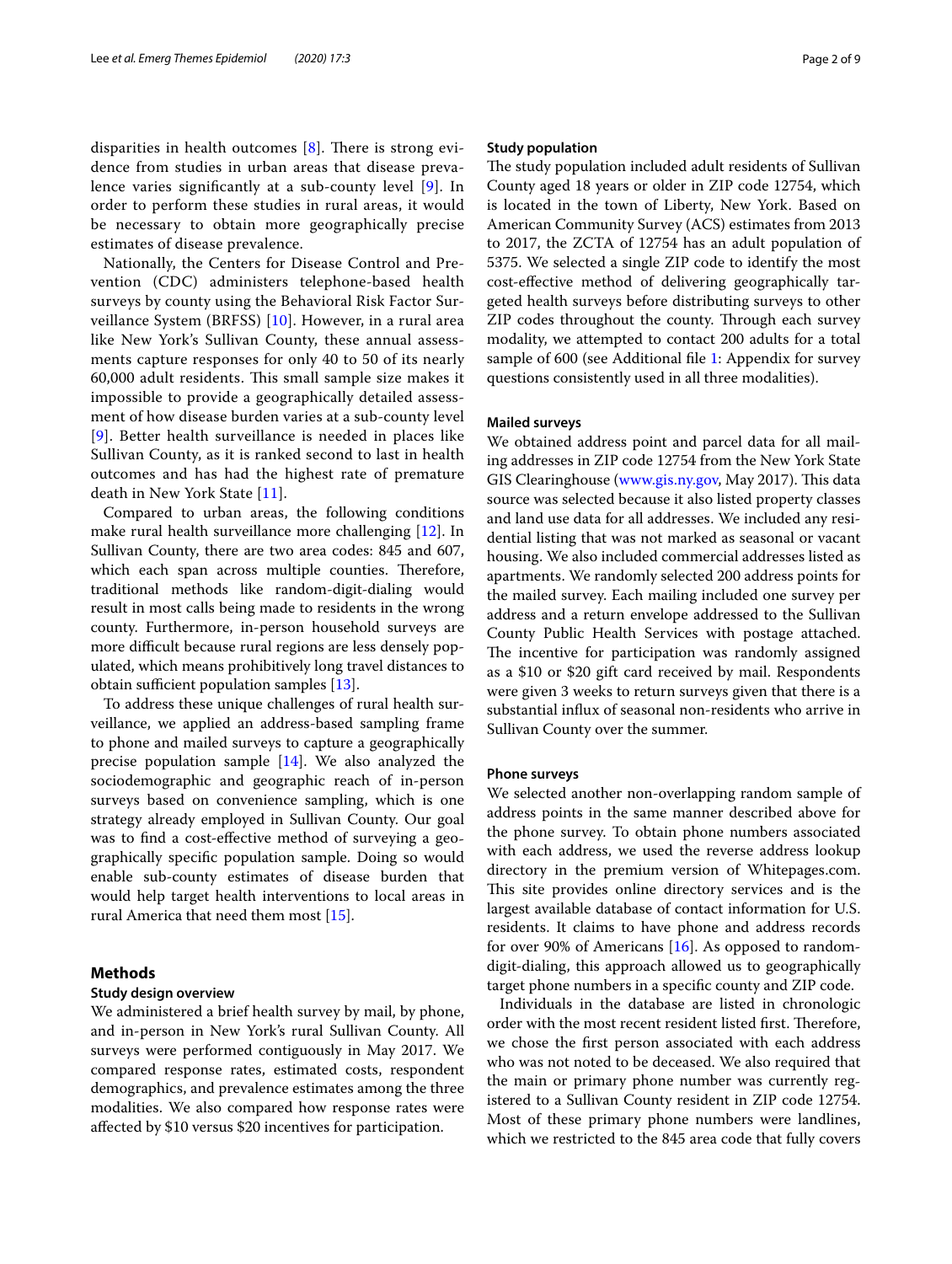disparities in health outcomes [8]. There is strong evidence from studies in urban areas that disease prevalence varies significantly at a sub-county level [9]. In order to perform these studies in rural areas, it would be necessary to obtain more geographically precise estimates of disease prevalence.

Nationally, the Centers for Disease Control and Prevention (CDC) administers telephone-based health surveys by county using the Behavioral Risk Factor Surveillance System (BRFSS) [10]. However, in a rural area like New York's Sullivan County, these annual assessments capture responses for only 40 to 50 of its nearly 60,000 adult residents. This small sample size makes it impossible to provide a geographically detailed assessment of how disease burden varies at a sub-county level [9]. Better health surveillance is needed in places like Sullivan County, as it is ranked second to last in health outcomes and has had the highest rate of premature death in New York State [11].

Compared to urban areas, the following conditions make rural health surveillance more challenging [12]. In Sullivan County, there are two area codes: 845 and 607, which each span across multiple counties. Therefore, traditional methods like random-digit-dialing would result in most calls being made to residents in the wrong county. Furthermore, in-person household surveys are more difficult because rural regions are less densely populated, which means prohibitively long travel distances to obtain sufficient population samples [13].

To address these unique challenges of rural health surveillance, we applied an address-based sampling frame to phone and mailed surveys to capture a geographically precise population sample [14]. We also analyzed the sociodemographic and geographic reach of in-person surveys based on convenience sampling, which is one strategy already employed in Sullivan County. Our goal was to find a cost-effective method of surveying a geographically specific population sample. Doing so would enable sub-county estimates of disease burden that would help target health interventions to local areas in rural America that need them most [15].

## Methods

### Study design overview

We administered a brief health survey by mail, by phone, and in-person in New York's rural Sullivan County. All surveys were performed contiguously in May 2017. We compared response rates, estimated costs, respondent demographics, and prevalence estimates among the three modalities. We also compared how response rates were affected by \$10 versus \$20 incentives for participation.

### Study population

The study population included adult residents of Sullivan County aged 18 years or older in ZIP code 12754, which is located in the town of Liberty, New York. Based on American Community Survey (ACS) estimates from 2013 to 2017, the ZCTA of 12754 has an adult population of 5375. We selected a single ZIP code to identify the most cost-effective method of delivering geographically targeted health surveys before distributing surveys to other ZIP codes throughout the county. Through each survey modality, we attempted to contact 200 adults for a total sample of 600 (see Additional file 1: Appendix for survey questions consistently used in all three modalities).

### Mailed surveys

We obtained address point and parcel data for all mailing addresses in ZIP code 12754 from the New York State GIS Clearinghouse (www.gis.ny.gov, May 2017). This data source was selected because it also listed property classes and land use data for all addresses. We included any residential listing that was not marked as seasonal or vacant housing. We also included commercial addresses listed as apartments. We randomly selected 200 address points for the mailed survey. Each mailing included one survey per address and a return envelope addressed to the Sullivan County Public Health Services with postage attached. The incentive for participation was randomly assigned as a \$10 or \$20 gift card received by mail. Respondents were given 3 weeks to return surveys given that there is a substantial influx of seasonal non-residents who arrive in Sullivan County over the summer.

### Phone surveys

We selected another non-overlapping random sample of address points in the same manner described above for the phone survey. To obtain phone numbers associated with each address, we used the reverse address lookup directory in the premium version of Whitepages.com. This site provides online directory services and is the largest available database of contact information for U.S. residents. It claims to have phone and address records for over 90% of Americans [16]. As opposed to random-digit-dialing, this approach allowed us to geographically target phone numbers in a specific county and ZIP code.

Individuals in the database are listed in chronologic order with the most recent resident listed first. Therefore, we chose the first person associated with each address who was not noted to be deceased. We also required that the main or primary phone number was currently registered to a Sullivan County resident in ZIP code 12754. Most of these primary phone numbers were landlines, which we restricted to the 845 area code that fully covers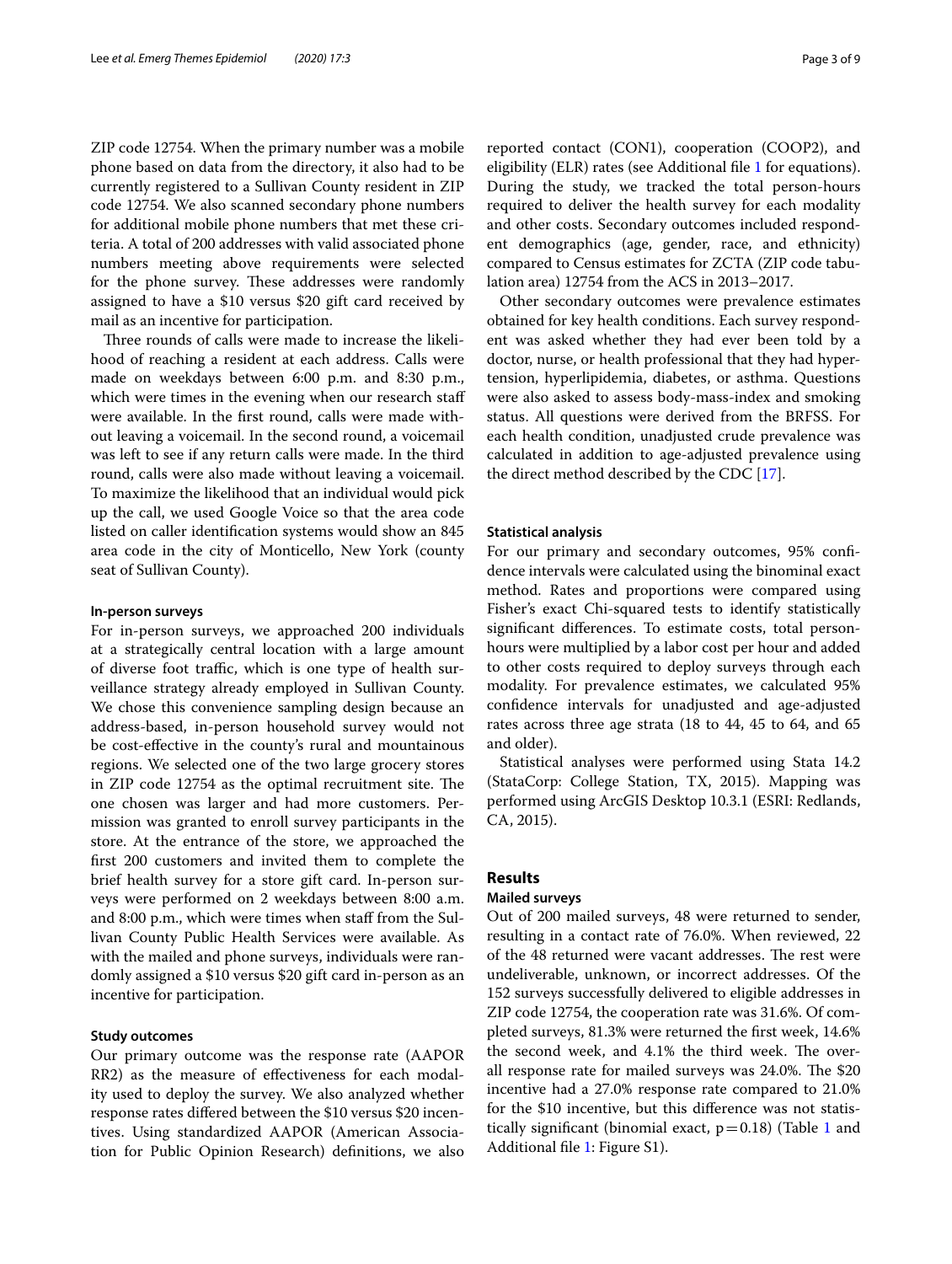ZIP code 12754. When the primary number was a mobile phone based on data from the directory, it also had to be currently registered to a Sullivan County resident in ZIP code 12754. We also scanned secondary phone numbers for additional mobile phone numbers that met these criteria. A total of 200 addresses with valid associated phone numbers meeting above requirements were selected for the phone survey. These addresses were randomly assigned to have a $10 versus $20 gift card received by mail as an incentive for participation.

Three rounds of calls were made to increase the likelihood of reaching a resident at each address. Calls were made on weekdays between 6:00 p.m. and 8:30 p.m., which were times in the evening when our research staff were available. In the first round, calls were made without leaving a voicemail. In the second round, a voicemail was left to see if any return calls were made. In the third round, calls were also made without leaving a voicemail. To maximize the likelihood that an individual would pick up the call, we used Google Voice so that the area code listed on caller identification systems would show an 845 area code in the city of Monticello, New York (county seat of Sullivan County).

#### In-person surveys

For in-person surveys, we approached 200 individuals at a strategically central location with a large amount of diverse foot traffic, which is one type of health surveillance strategy already employed in Sullivan County. We chose this convenience sampling design because an address-based, in-person household survey would not be cost-effective in the county's rural and mountainous regions. We selected one of the two large grocery stores in ZIP code 12754 as the optimal recruitment site. The one chosen was larger and had more customers. Permission was granted to enroll survey participants in the store. At the entrance of the store, we approached the first 200 customers and invited them to complete the brief health survey for a store gift card. In-person surveys were performed on 2 weekdays between 8:00 a.m. and 8:00 p.m., which were times when staff from the Sullivan County Public Health Services were available. As with the mailed and phone surveys, individuals were randomly assigned a $10 versus $20 gift card in-person as an incentive for participation.

#### Study outcomes

Our primary outcome was the response rate (AAPOR RR2) as the measure of effectiveness for each modality used to deploy the survey. We also analyzed whether response rates differed between the $10 versus $20 incentives. Using standardized AAPOR (American Association for Public Opinion Research) definitions, we also reported contact (CON1), cooperation (COOP2), and eligibility (ELR) rates (see Additional file 1 for equations). During the study, we tracked the total person-hours required to deliver the health survey for each modality and other costs. Secondary outcomes included respondent demographics (age, gender, race, and ethnicity) compared to Census estimates for ZCTA (ZIP code tabulation area) 12754 from the ACS in 2013–2017.

Other secondary outcomes were prevalence estimates obtained for key health conditions. Each survey respondent was asked whether they had ever been told by a doctor, nurse, or health professional that they had hypertension, hyperlipidemia, diabetes, or asthma. Questions were also asked to assess body-mass-index and smoking status. All questions were derived from the BRFSS. For each health condition, unadjusted crude prevalence was calculated in addition to age-adjusted prevalence using the direct method described by the CDC [17].

#### Statistical analysis

For our primary and secondary outcomes, 95% confidence intervals were calculated using the binominal exact method. Rates and proportions were compared using Fisher's exact Chi-squared tests to identify statistically significant differences. To estimate costs, total person-hours were multiplied by a labor cost per hour and added to other costs required to deploy surveys through each modality. For prevalence estimates, we calculated 95% confidence intervals for unadjusted and age-adjusted rates across three age strata (18 to 44, 45 to 64, and 65 and older).

Statistical analyses were performed using Stata 14.2 (StataCorp: College Station, TX, 2015). Mapping was performed using ArcGIS Desktop 10.3.1 (ESRI: Redlands, CA, 2015).

## Results

#### Mailed surveys

Out of 200 mailed surveys, 48 were returned to sender, resulting in a contact rate of 76.0%. When reviewed, 22 of the 48 returned were vacant addresses. The rest were undeliverable, unknown, or incorrect addresses. Of the 152 surveys successfully delivered to eligible addresses in ZIP code 12754, the cooperation rate was 31.6%. Of completed surveys, 81.3% were returned the first week, 14.6% the second week, and 4.1% the third week. The overall response rate for mailed surveys was 24.0%. The $20 incentive had a 27.0% response rate compared to 21.0% for the $10 incentive, but this difference was not statistically significant (binomial exact, $p = 0.18$) (Table 1 and Additional file 1: Figure S1).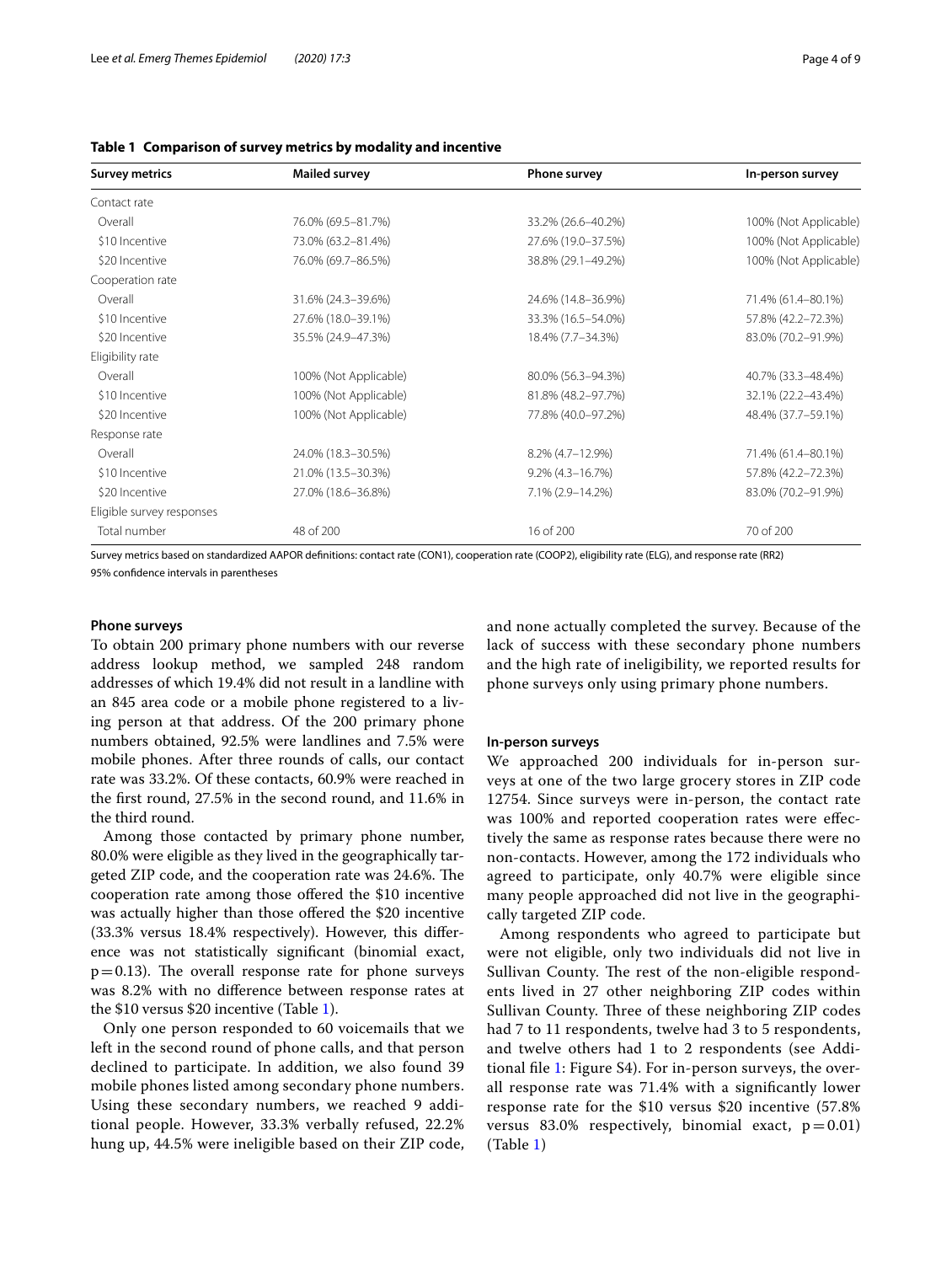**Table 1 Comparison of survey metrics by modality and incentive**

| Survey metrics | Mailed survey | Phone survey | In-person survey |
|---|---|---|---|
| Contact rate | | | |
| Overall | 76.0% (69.5–81.7%) | 33.2% (26.6–40.2%) | 100% (Not Applicable) |
| \$10 Incentive | 73.0% (63.2–81.4%) | 27.6% (19.0–37.5%) | 100% (Not Applicable) |
| \$20 Incentive | 76.0% (69.7–86.5%) | 38.8% (29.1–49.2%) | 100% (Not Applicable) |
| Cooperation rate | | | |
| Overall | 31.6% (24.3–39.6%) | 24.6% (14.8–36.9%) | 71.4% (61.4–80.1%) |
| \$10 Incentive | 27.6% (18.0–39.1%) | 33.3% (16.5–54.0%) | 57.8% (42.2–72.3%) |
| \$20 Incentive | 35.5% (24.9–47.3%) | 18.4% (7.7–34.3%) | 83.0% (70.2–91.9%) |
| Eligibility rate | | | |
| Overall | 100% (Not Applicable) | 80.0% (56.3–94.3%) | 40.7% (33.3–48.4%) |
| \$10 Incentive | 100% (Not Applicable) | 81.8% (48.2–97.7%) | 32.1% (22.2–43.4%) |
| \$20 Incentive | 100% (Not Applicable) | 77.8% (40.0–97.2%) | 48.4% (37.7–59.1%) |
| Response rate | | | |
| Overall | 24.0% (18.3–30.5%) | 8.2% (4.7–12.9%) | 71.4% (61.4–80.1%) |
| \$10 Incentive | 21.0% (13.5–30.3%) | 9.2% (4.3–16.7%) | 57.8% (42.2–72.3%) |
| \$20 Incentive | 27.0% (18.6–36.8%) | 7.1% (2.9–14.2%) | 83.0% (70.2–91.9%) |
| Eligible survey responses | | | |
| Total number | 48 of 200 | 16 of 200 | 70 of 200 |

Survey metrics based on standardized AAPOR definitions: contact rate (CON1), cooperation rate (COOP2), eligibility rate (ELG), and response rate (RR2)

95% confidence intervals in parentheses

### Phone surveys

To obtain 200 primary phone numbers with our reverse address lookup method, we sampled 248 random addresses of which 19.4% did not result in a landline with an 845 area code or a mobile phone registered to a living person at that address. Of the 200 primary phone numbers obtained, 92.5% were landlines and 7.5% were mobile phones. After three rounds of calls, our contact rate was 33.2%. Of these contacts, 60.9% were reached in the first round, 27.5% in the second round, and 11.6% in the third round.

Among those contacted by primary phone number, 80.0% were eligible as they lived in the geographically targeted ZIP code, and the cooperation rate was 24.6%. The cooperation rate among those offered the \$10 incentive was actually higher than those offered the \$20 incentive (33.3% versus 18.4% respectively). However, this difference was not statistically significant (binomial exact, $p = 0.13$). The overall response rate for phone surveys was 8.2% with no difference between response rates at the \$10 versus \$20 incentive (Table 1).

Only one person responded to 60 voicemails that we left in the second round of phone calls, and that person declined to participate. In addition, we also found 39 mobile phones listed among secondary phone numbers. Using these secondary numbers, we reached 9 additional people. However, 33.3% verbally refused, 22.2% hung up, 44.5% were ineligible based on their ZIP code, and none actually completed the survey. Because of the lack of success with these secondary phone numbers and the high rate of ineligibility, we reported results for phone surveys only using primary phone numbers.

### In-person surveys

We approached 200 individuals for in-person surveys at one of the two large grocery stores in ZIP code 12754. Since surveys were in-person, the contact rate was 100% and reported cooperation rates were effectively the same as response rates because there were no non-contacts. However, among the 172 individuals who agreed to participate, only 40.7% were eligible since many people approached did not live in the geographically targeted ZIP code.

Among respondents who agreed to participate but were not eligible, only two individuals did not live in Sullivan County. The rest of the non-eligible respondents lived in 27 other neighboring ZIP codes within Sullivan County. Three of these neighboring ZIP codes had 7 to 11 respondents, twelve had 3 to 5 respondents, and twelve others had 1 to 2 respondents (see Additional file 1: Figure S4). For in-person surveys, the overall response rate was 71.4% with a significantly lower response rate for the \$10 versus \$20 incentive (57.8% versus 83.0% respectively, binomial exact, $p = 0.01$) (Table 1)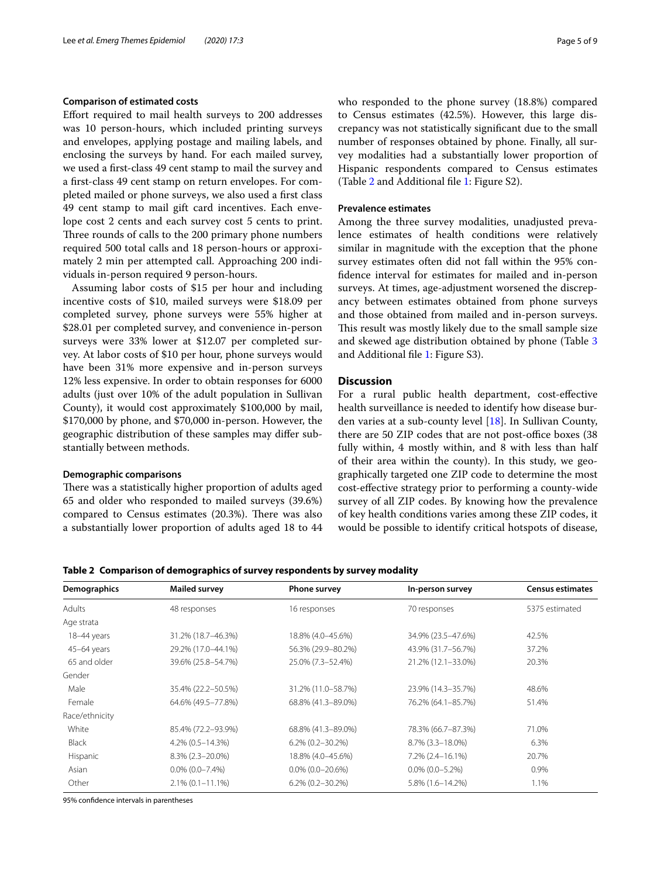### Comparison of estimated costs

Effort required to mail health surveys to 200 addresses was 10 person-hours, which included printing surveys and envelopes, applying postage and mailing labels, and enclosing the surveys by hand. For each mailed survey, we used a first-class 49 cent stamp to mail the survey and a first-class 49 cent stamp on return envelopes. For completed mailed or phone surveys, we also used a first class 49 cent stamp to mail gift card incentives. Each envelope cost 2 cents and each survey cost 5 cents to print. Three rounds of calls to the 200 primary phone numbers required 500 total calls and 18 person-hours or approximately 2 min per attempted call. Approaching 200 individuals in-person required 9 person-hours.

Assuming labor costs of $15 per hour and including incentive costs of $10, mailed surveys were $18.09 per completed survey, phone surveys were 55% higher at $28.01 per completed survey, and convenience in-person surveys were 33% lower at $12.07 per completed survey. At labor costs of $10 per hour, phone surveys would have been 31% more expensive and in-person surveys 12% less expensive. In order to obtain responses for 6000 adults (just over 10% of the adult population in Sullivan County), it would cost approximately $100,000 by mail, $170,000 by phone, and $70,000 in-person. However, the geographic distribution of these samples may differ substantially between methods.

### Demographic comparisons

There was a statistically higher proportion of adults aged 65 and older who responded to mailed surveys (39.6%) compared to Census estimates (20.3%). There was also a substantially lower proportion of adults aged 18 to 44 who responded to the phone survey (18.8%) compared to Census estimates (42.5%). However, this large discrepancy was not statistically significant due to the small number of responses obtained by phone. Finally, all survey modalities had a substantially lower proportion of Hispanic respondents compared to Census estimates (Table 2 and Additional file 1: Figure S2).

### Prevalence estimates

Among the three survey modalities, unadjusted prevalence estimates of health conditions were relatively similar in magnitude with the exception that the phone survey estimates often did not fall within the 95% confidence interval for estimates for mailed and in-person surveys. At times, age-adjustment worsened the discrepancy between estimates obtained from phone surveys and those obtained from mailed and in-person surveys. This result was mostly likely due to the small sample size and skewed age distribution obtained by phone (Table 3 and Additional file 1: Figure S3).

## Discussion

For a rural public health department, cost-effective health surveillance is needed to identify how disease burden varies at a sub-county level [18]. In Sullivan County, there are 50 ZIP codes that are not post-office boxes (38 fully within, 4 mostly within, and 8 with less than half of their area within the county). In this study, we geographically targeted one ZIP code to determine the most cost-effective strategy prior to performing a county-wide survey of all ZIP codes. By knowing how the prevalence of key health conditions varies among these ZIP codes, it would be possible to identify critical hotspots of disease,

**Table 2 Comparison of demographics of survey respondents by survey modality**

| Demographics | Mailed survey | Phone survey | In-person survey | Census estimates |
|---|---|---|---|---|
| Adults | 48 responses | 16 responses | 70 responses | 5375 estimated |
| Age strata | | | | |
| 18–44 years | 31.2% (18.7–46.3%) | 18.8% (4.0–45.6%) | 34.9% (23.5–47.6%) | 42.5% |
| 45–64 years | 29.2% (17.0–44.1%) | 56.3% (29.9–80.2%) | 43.9% (31.7–56.7%) | 37.2% |
| 65 and older | 39.6% (25.8–54.7%) | 25.0% (7.3–52.4%) | 21.2% (12.1–33.0%) | 20.3% |
| Gender | | | | |
| Male | 35.4% (22.2–50.5%) | 31.2% (11.0–58.7%) | 23.9% (14.3–35.7%) | 48.6% |
| Female | 64.6% (49.5–77.8%) | 68.8% (41.3–89.0%) | 76.2% (64.1–85.7%) | 51.4% |
| Race/ethnicity | | | | |
| White | 85.4% (72.2–93.9%) | 68.8% (41.3–89.0%) | 78.3% (66.7–87.3%) | 71.0% |
| Black | 4.2% (0.5–14.3%) | 6.2% (0.2–30.2%) | 8.7% (3.3–18.0%) | 6.3% |
| Hispanic | 8.3% (2.3–20.0%) | 18.8% (4.0–45.6%) | 7.2% (2.4–16.1%) | 20.7% |
| Asian | 0.0% (0.0–7.4%) | 0.0% (0.0–20.6%) | 0.0% (0.0–5.2%) | 0.9% |
| Other | 2.1% (0.1–11.1%) | 6.2% (0.2–30.2%) | 5.8% (1.6–14.2%) | 1.1% |

95% confidence intervals in parentheses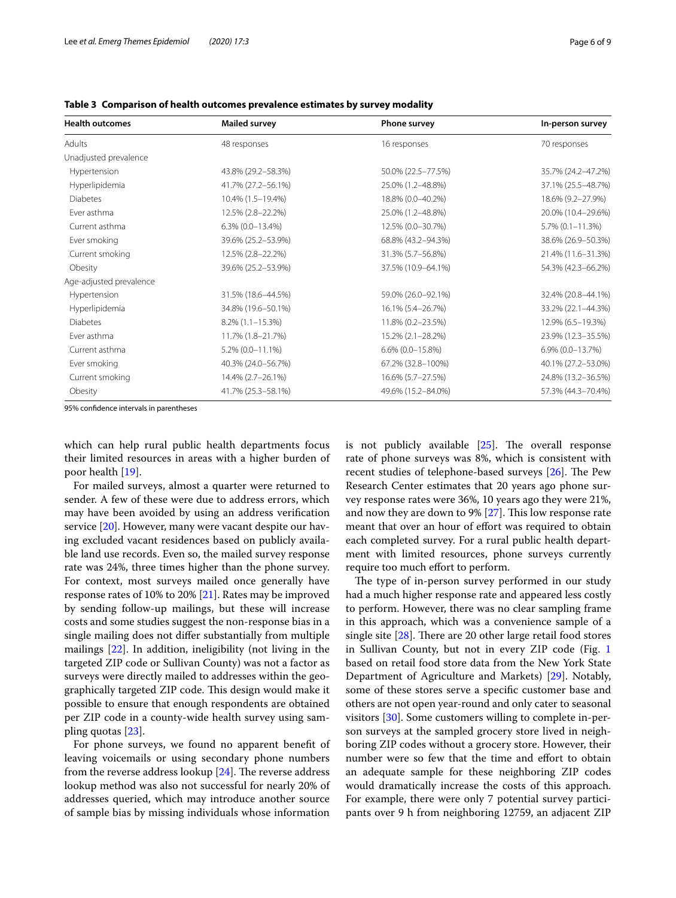**Table 3 Comparison of health outcomes prevalence estimates by survey modality**

| Health outcomes | Mailed survey | Phone survey | In-person survey |
|---|---|---|---|
| Adults | 48 responses | 16 responses | 70 responses |
| Unadjusted prevalence | | | |
| Hypertension | 43.8% (29.2–58.3%) | 50.0% (22.5–77.5%) | 35.7% (24.2–47.2%) |
| Hyperlipidemia | 41.7% (27.2–56.1%) | 25.0% (1.2–48.8%) | 37.1% (25.5–48.7%) |
| Diabetes | 10.4% (1.5–19.4%) | 18.8% (0.0–40.2%) | 18.6% (9.2–27.9%) |
| Ever asthma | 12.5% (2.8–22.2%) | 25.0% (1.2–48.8%) | 20.0% (10.4–29.6%) |
| Current asthma | 6.3% (0.0–13.4%) | 12.5% (0.0–30.7%) | 5.7% (0.1–11.3%) |
| Ever smoking | 39.6% (25.2–53.9%) | 68.8% (43.2–94.3%) | 38.6% (26.9–50.3%) |
| Current smoking | 12.5% (2.8–22.2%) | 31.3% (5.7–56.8%) | 21.4% (11.6–31.3%) |
| Obesity | 39.6% (25.2–53.9%) | 37.5% (10.9–64.1%) | 54.3% (42.3–66.2%) |
| Age-adjusted prevalence | | | |
| Hypertension | 31.5% (18.6–44.5%) | 59.0% (26.0–92.1%) | 32.4% (20.8–44.1%) |
| Hyperlipidemia | 34.8% (19.6–50.1%) | 16.1% (5.4–26.7%) | 33.2% (22.1–44.3%) |
| Diabetes | 8.2% (1.1–15.3%) | 11.8% (0.2–23.5%) | 12.9% (6.5–19.3%) |
| Ever asthma | 11.7% (1.8–21.7%) | 15.2% (2.1–28.2%) | 23.9% (12.3–35.5%) |
| Current asthma | 5.2% (0.0–11.1%) | 6.6% (0.0–15.8%) | 6.9% (0.0–13.7%) |
| Ever smoking | 40.3% (24.0–56.7%) | 67.2% (32.8–100%) | 40.1% (27.2–53.0%) |
| Current smoking | 14.4% (2.7–26.1%) | 16.6% (5.7–27.5%) | 24.8% (13.2–36.5%) |
| Obesity | 41.7% (25.3–58.1%) | 49.6% (15.2–84.0%) | 57.3% (44.3–70.4%) |

95% confidence intervals in parentheses

which can help rural public health departments focus their limited resources in areas with a higher burden of poor health [19].

For mailed surveys, almost a quarter were returned to sender. A few of these were due to address errors, which may have been avoided by using an address verification service [20]. However, many were vacant despite our having excluded vacant residences based on publicly available land use records. Even so, the mailed survey response rate was 24%, three times higher than the phone survey. For context, most surveys mailed once generally have response rates of 10% to 20% [21]. Rates may be improved by sending follow-up mailings, but these will increase costs and some studies suggest the non-response bias in a single mailing does not differ substantially from multiple mailings [22]. In addition, ineligibility (not living in the targeted ZIP code or Sullivan County) was not a factor as surveys were directly mailed to addresses within the geographically targeted ZIP code. This design would make it possible to ensure that enough respondents are obtained per ZIP code in a county-wide health survey using sampling quotas [23].

For phone surveys, we found no apparent benefit of leaving voicemails or using secondary phone numbers from the reverse address lookup [24]. The reverse address lookup method was also not successful for nearly 20% of addresses queried, which may introduce another source of sample bias by missing individuals whose information is not publicly available [25]. The overall response rate of phone surveys was 8%, which is consistent with recent studies of telephone-based surveys [26]. The Pew Research Center estimates that 20 years ago phone survey response rates were 36%, 10 years ago they were 21%, and now they are down to 9% [27]. This low response rate meant that over an hour of effort was required to obtain each completed survey. For a rural public health department with limited resources, phone surveys currently require too much effort to perform.

The type of in-person survey performed in our study had a much higher response rate and appeared less costly to perform. However, there was no clear sampling frame in this approach, which was a convenience sample of a single site [28]. There are 20 other large retail food stores in Sullivan County, but not in every ZIP code (Fig. 1 based on retail food store data from the New York State Department of Agriculture and Markets) [29]. Notably, some of these stores serve a specific customer base and others are not open year-round and only cater to seasonal visitors [30]. Some customers willing to complete in-person surveys at the sampled grocery store lived in neighboring ZIP codes without a grocery store. However, their number were so few that the time and effort to obtain an adequate sample for these neighboring ZIP codes would dramatically increase the costs of this approach. For example, there were only 7 potential survey participants over 9 h from neighboring 12759, an adjacent ZIP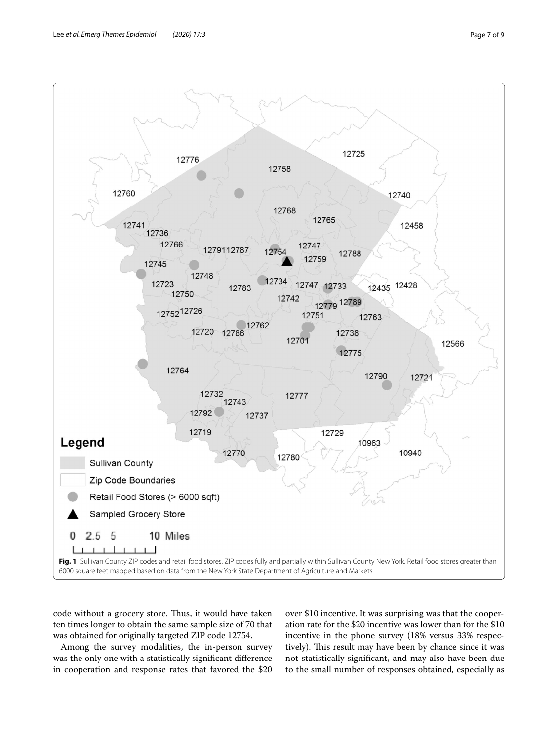**Fig. 1** Sullivan County ZIP codes and retail food stores. ZIP codes fully and partially within Sullivan County New York. Retail food stores greater than 6000 square feet mapped based on data from the New York State Department of Agriculture and Markets

code without a grocery store. Thus, it would have taken ten times longer to obtain the same sample size of 70 that was obtained for originally targeted ZIP code 12754.

Among the survey modalities, the in-person survey was the only one with a statistically significant difference in cooperation and response rates that favored the $20 over $10 incentive. It was surprising was that the cooperation rate for the $20 incentive was lower than for the $10 incentive in the phone survey (18% versus 33% respectively). This result may have been by chance since it was not statistically significant, and may also have been due to the small number of responses obtained, especially as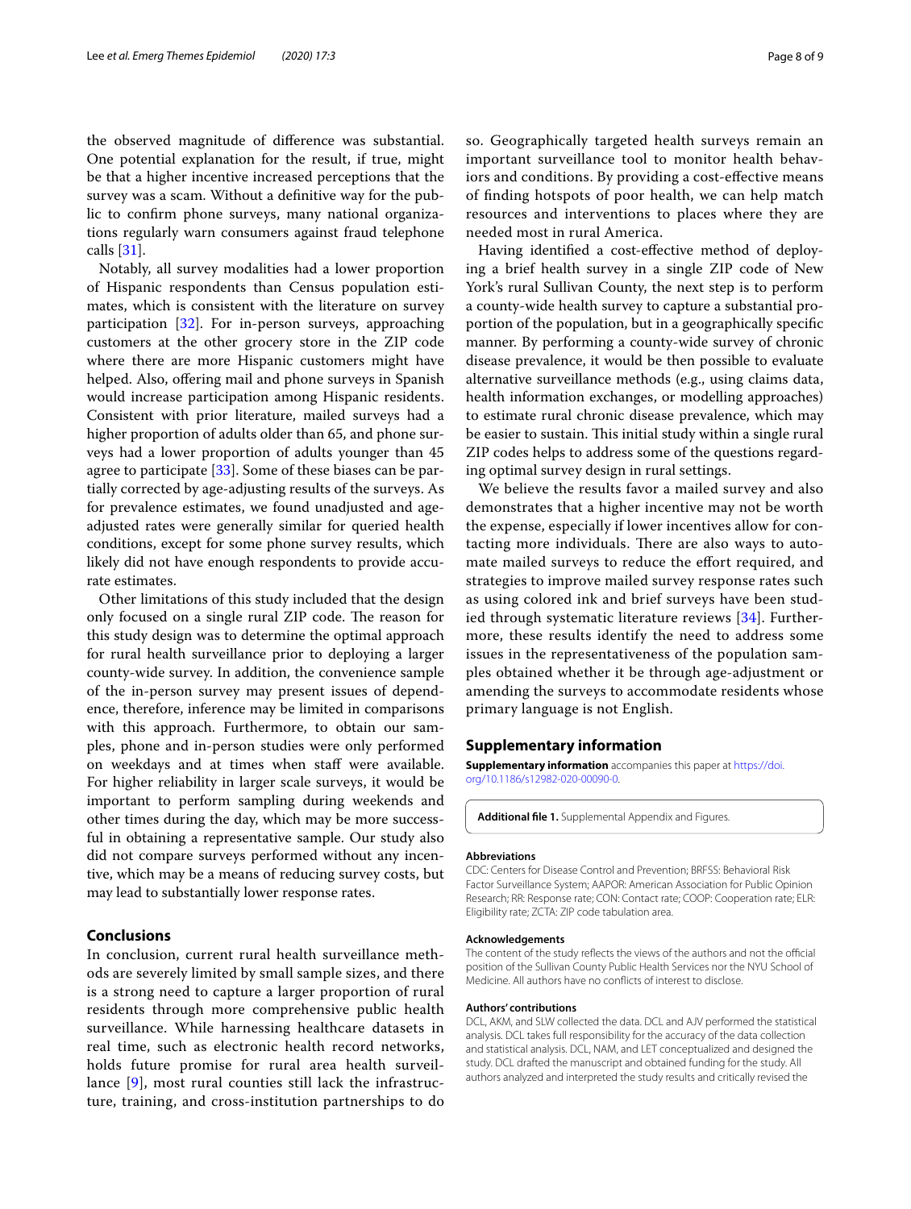the observed magnitude of difference was substantial. One potential explanation for the result, if true, might be that a higher incentive increased perceptions that the survey was a scam. Without a definitive way for the public to confirm phone surveys, many national organizations regularly warn consumers against fraud telephone calls [31].

Notably, all survey modalities had a lower proportion of Hispanic respondents than Census population estimates, which is consistent with the literature on survey participation [32]. For in-person surveys, approaching customers at the other grocery store in the ZIP code where there are more Hispanic customers might have helped. Also, offering mail and phone surveys in Spanish would increase participation among Hispanic residents. Consistent with prior literature, mailed surveys had a higher proportion of adults older than 65, and phone surveys had a lower proportion of adults younger than 45 agree to participate [33]. Some of these biases can be partially corrected by age-adjusting results of the surveys. As for prevalence estimates, we found unadjusted and age-adjusted rates were generally similar for queried health conditions, except for some phone survey results, which likely did not have enough respondents to provide accurate estimates.

Other limitations of this study included that the design only focused on a single rural ZIP code. The reason for this study design was to determine the optimal approach for rural health surveillance prior to deploying a larger county-wide survey. In addition, the convenience sample of the in-person survey may present issues of dependence, therefore, inference may be limited in comparisons with this approach. Furthermore, to obtain our samples, phone and in-person studies were only performed on weekdays and at times when staff were available. For higher reliability in larger scale surveys, it would be important to perform sampling during weekends and other times during the day, which may be more successful in obtaining a representative sample. Our study also did not compare surveys performed without any incentive, which may be a means of reducing survey costs, but may lead to substantially lower response rates.

## Conclusions

In conclusion, current rural health surveillance methods are severely limited by small sample sizes, and there is a strong need to capture a larger proportion of rural residents through more comprehensive public health surveillance. While harnessing healthcare datasets in real time, such as electronic health record networks, holds future promise for rural area health surveillance [9], most rural counties still lack the infrastructure, training, and cross-institution partnerships to do so. Geographically targeted health surveys remain an important surveillance tool to monitor health behaviors and conditions. By providing a cost-effective means of finding hotspots of poor health, we can help match resources and interventions to places where they are needed most in rural America.

Having identified a cost-effective method of deploying a brief health survey in a single ZIP code of New York's rural Sullivan County, the next step is to perform a county-wide health survey to capture a substantial proportion of the population, but in a geographically specific manner. By performing a county-wide survey of chronic disease prevalence, it would be then possible to evaluate alternative surveillance methods (e.g., using claims data, health information exchanges, or modelling approaches) to estimate rural chronic disease prevalence, which may be easier to sustain. This initial study within a single rural ZIP codes helps to address some of the questions regarding optimal survey design in rural settings.

We believe the results favor a mailed survey and also demonstrates that a higher incentive may not be worth the expense, especially if lower incentives allow for contacting more individuals. There are also ways to automate mailed surveys to reduce the effort required, and strategies to improve mailed survey response rates such as using colored ink and brief surveys have been studied through systematic literature reviews [34]. Furthermore, these results identify the need to address some issues in the representativeness of the population samples obtained whether it be through age-adjustment or amending the surveys to accommodate residents whose primary language is not English.

## Supplementary information

**Supplementary information** accompanies this paper at https://doi.org/10.1186/s12982-020-00090-0.

**Additional file 1.** Supplemental Appendix and Figures.

#### Abbreviations

CDC: Centers for Disease Control and Prevention; BRFSS: Behavioral Risk Factor Surveillance System; AAPOR: American Association for Public Opinion Research; RR: Response rate; CON: Contact rate; COOP: Cooperation rate; ELR: Eligibility rate; ZCTA: ZIP code tabulation area.

#### Acknowledgements

The content of the study reflects the views of the authors and not the official position of the Sullivan County Public Health Services nor the NYU School of Medicine. All authors have no conflicts of interest to disclose.

#### Authors' contributions

DCL, AKM, and SLW collected the data. DCL and AJV performed the statistical analysis. DCL takes full responsibility for the accuracy of the data collection and statistical analysis. DCL, NAM, and LET conceptualized and designed the study. DCL drafted the manuscript and obtained funding for the study. All authors analyzed and interpreted the study results and critically revised the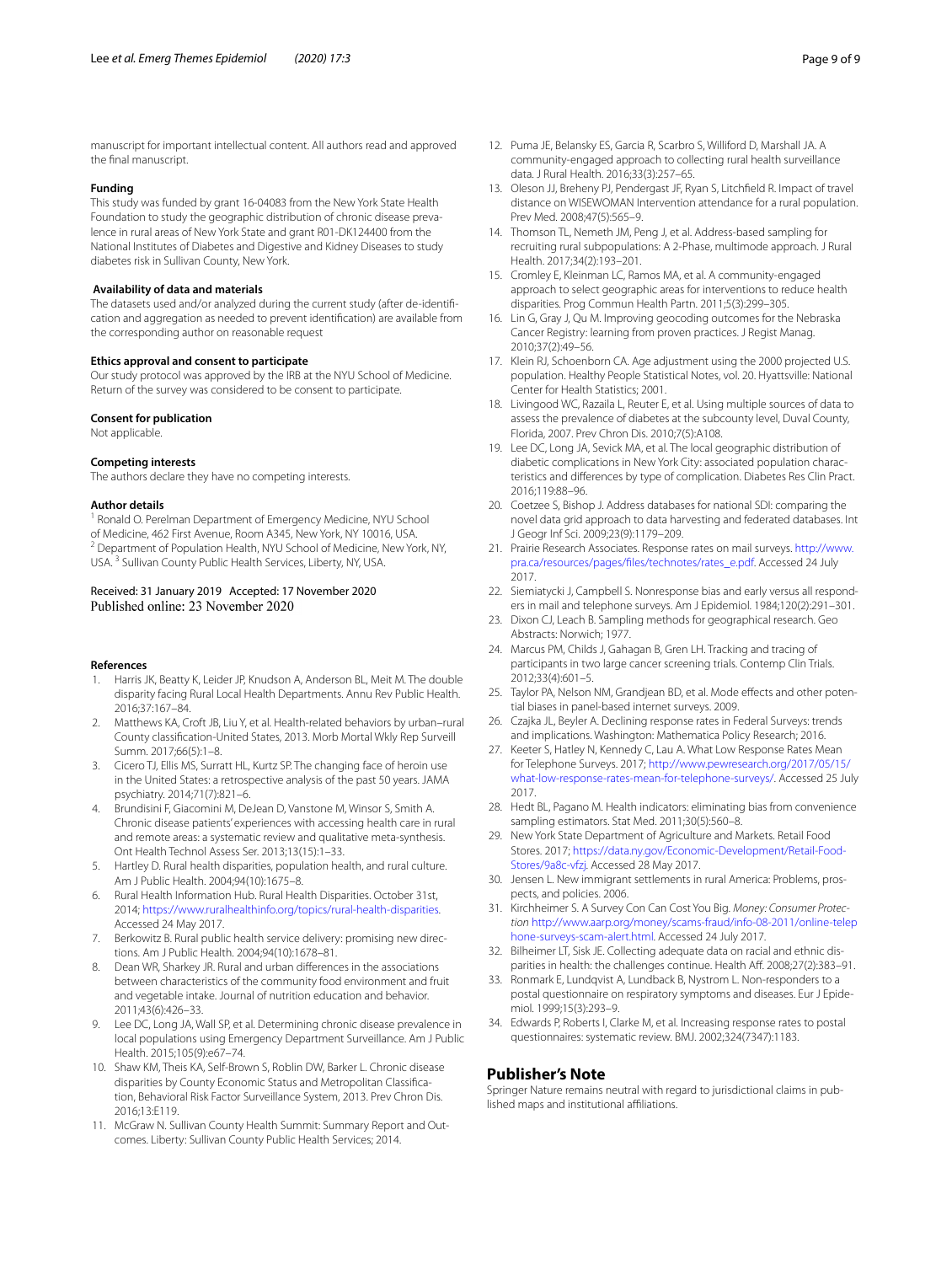manuscript for important intellectual content. All authors read and approved the final manuscript.

#### Funding

This study was funded by grant 16-04083 from the New York State Health Foundation to study the geographic distribution of chronic disease prevalence in rural areas of New York State and grant R01-DK124400 from the National Institutes of Diabetes and Digestive and Kidney Diseases to study diabetes risk in Sullivan County, New York.

#### Availability of data and materials

The datasets used and/or analyzed during the current study (after de-identification and aggregation as needed to prevent identification) are available from the corresponding author on reasonable request

#### Ethics approval and consent to participate

Our study protocol was approved by the IRB at the NYU School of Medicine. Return of the survey was considered to be consent to participate.

#### Consent for publication

Not applicable.

#### Competing interests

The authors declare they have no competing interests.

#### Author details

[1] Ronald O. Perelman Department of Emergency Medicine, NYU School of Medicine, 462 First Avenue, Room A345, New York, NY 10016, USA. [2] Department of Population Health, NYU School of Medicine, New York, NY, USA. [3] Sullivan County Public Health Services, Liberty, NY, USA.

Received: 31 January 2019 Accepted: 17 November 2020
Published online: 23 November 2020

#### References

1. Harris JK, Beatty K, Leider JP, Knudson A, Anderson BL, Meit M. The double disparity facing Rural Local Health Departments. Annu Rev Public Health. 2016;37:167–84.
2. Matthews KA, Croft JB, Liu Y, et al. Health-related behaviors by urban–rural County classification-United States, 2013. Morb Mortal Wkly Rep Surveill Summ. 2017;66(5):1–8.
3. Cicero TJ, Ellis MS, Surratt HL, Kurtz SP. The changing face of heroin use in the United States: a retrospective analysis of the past 50 years. JAMA psychiatry. 2014;71(7):821–6.
4. Brundisini F, Giacomini M, DeJean D, Vanstone M, Winsor S, Smith A. Chronic disease patients' experiences with accessing health care in rural and remote areas: a systematic review and qualitative meta-synthesis. Ont Health Technol Assess Ser. 2013;13(15):1–33.
5. Hartley D. Rural health disparities, population health, and rural culture. Am J Public Health. 2004;94(10):1675–8.
6. Rural Health Information Hub. Rural Health Disparities. October 31st, 2014; https://www.ruralhealthinfo.org/topics/rural-health-disparities. Accessed 24 May 2017.
7. Berkowitz B. Rural public health service delivery: promising new directions. Am J Public Health. 2004;94(10):1678–81.
8. Dean WR, Sharkey JR. Rural and urban differences in the associations between characteristics of the community food environment and fruit and vegetable intake. Journal of nutrition education and behavior. 2011;43(6):426–33.
9. Lee DC, Long JA, Wall SP, et al. Determining chronic disease prevalence in local populations using Emergency Department Surveillance. Am J Public Health. 2015;105(9):e67–74.
10. Shaw KM, Theis KA, Self-Brown S, Roblin DW, Barker L. Chronic disease disparities by County Economic Status and Metropolitan Classification, Behavioral Risk Factor Surveillance System, 2013. Prev Chron Dis. 2016;13:E119.
11. McGraw N. Sullivan County Health Summit: Summary Report and Outcomes. Liberty: Sullivan County Public Health Services; 2014.
12. Puma JE, Belansky ES, Garcia R, Scarbro S, Williford D, Marshall JA. A community-engaged approach to collecting rural health surveillance data. J Rural Health. 2016;33(3):257–65.
13. Oleson JJ, Breheny PJ, Pendergast JF, Ryan S, Litchfield R. Impact of travel distance on WISEWOMAN Intervention attendance for a rural population. Prev Med. 2008;47(5):565–9.
14. Thomson TL, Nemeth JM, Peng J, et al. Address-based sampling for recruiting rural subpopulations: A 2-Phase, multimode approach. J Rural Health. 2017;34(2):193–201.
15. Cromley E, Kleinman LC, Ramos MA, et al. A community-engaged approach to select geographic areas for interventions to reduce health disparities. Prog Commun Health Partn. 2011;5(3):299–305.
16. Lin G, Gray J, Qu M. Improving geocoding outcomes for the Nebraska Cancer Registry: learning from proven practices. J Regist Manag. 2010;37(2):49–56.
17. Klein RJ, Schoenborn CA. Age adjustment using the 2000 projected U.S. population. Healthy People Statistical Notes, vol. 20. Hyattsville: National Center for Health Statistics; 2001.
18. Livingood WC, Razaila L, Reuter E, et al. Using multiple sources of data to assess the prevalence of diabetes at the subcounty level, Duval County, Florida, 2007. Prev Chron Dis. 2010;7(5):A108.
19. Lee DC, Long JA, Sevick MA, et al. The local geographic distribution of diabetic complications in New York City: associated population characteristics and differences by type of complication. Diabetes Res Clin Pract. 2016;119:88–96.
20. Coetzee S, Bishop J. Address databases for national SDI: comparing the novel data grid approach to data harvesting and federated databases. Int J Geogr Inf Sci. 2009;23(9):1179–209.
21. Prairie Research Associates. Response rates on mail surveys. http://www.pra.ca/resources/pages/files/technotes/rates_e.pdf. Accessed 24 July 2017.
22. Siemiatycki J, Campbell S. Nonresponse bias and early versus all responders in mail and telephone surveys. Am J Epidemiol. 1984;120(2):291–301.
23. Dixon CJ, Leach B. Sampling methods for geographical research. Geo Abstracts: Norwich; 1977.
24. Marcus PM, Childs J, Gahagan B, Gren LH. Tracking and tracing of participants in two large cancer screening trials. Contemp Clin Trials. 2012;33(4):601–5.
25. Taylor PA, Nelson NM, Grandjean BD, et al. Mode effects and other potential biases in panel-based internet surveys. 2009.
26. Czajka JL, Beyler A. Declining response rates in Federal Surveys: trends and implications. Washington: Mathematica Policy Research; 2016.
27. Keeter S, Hatley N, Kennedy C, Lau A. What Low Response Rates Mean for Telephone Surveys. 2017; http://www.pewresearch.org/2017/05/15/what-low-response-rates-mean-for-telephone-surveys/. Accessed 25 July 2017.
28. Hedt BL, Pagano M. Health indicators: eliminating bias from convenience sampling estimators. Stat Med. 2011;30(5):560–8.
29. New York State Department of Agriculture and Markets. Retail Food Stores. 2017; https://data.ny.gov/Economic-Development/Retail-Food-Stores/9a8c-vfzj. Accessed 28 May 2017.
30. Jensen L. New immigrant settlements in rural America: Problems, prospects, and policies. 2006.
31. Kirchheimer S. A Survey Con Can Cost You Big. *Money: Consumer Protection* http://www.aarp.org/money/scams-fraud/info-08-2011/online-telephone-surveys-scam-alert.html. Accessed 24 July 2017.
32. Bilheimer LT, Sisk JE. Collecting adequate data on racial and ethnic disparities in health: the challenges continue. Health Aff. 2008;27(2):383–91.
33. Ronmark E, Lundqvist A, Lundback B, Nystrom L. Non-responders to a postal questionnaire on respiratory symptoms and diseases. Eur J Epidemiol. 1999;15(3):293–9.
34. Edwards P, Roberts I, Clarke M, et al. Increasing response rates to postal questionnaires: systematic review. BMJ. 2002;324(7347):1183.

## Publisher's Note

Springer Nature remains neutral with regard to jurisdictional claims in published maps and institutional affiliations.